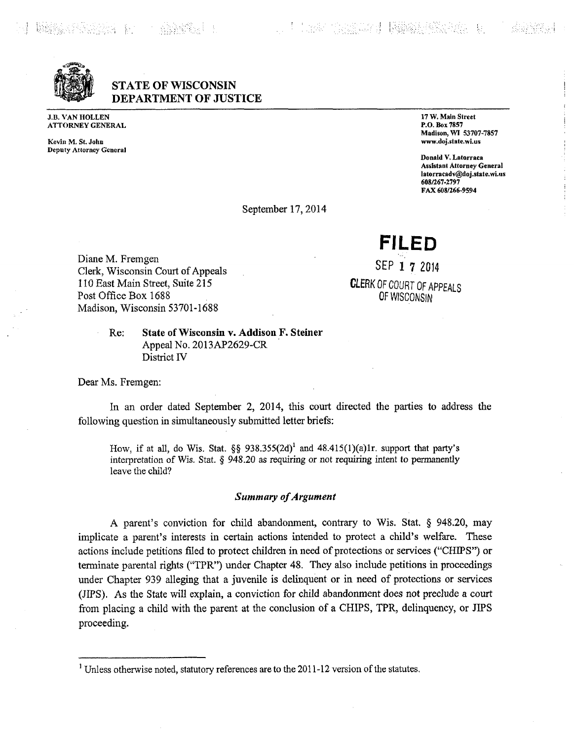# STATE OF WISCONSIN DEPARTMENT OF JUSTICE

J.B. VAN HOLLEN
ATTORNEY GENERAL

Kevin M. St. John
Deputy Attorney General

17 W. Main Street
P.O. Box 7857
Madison, WI 53707-7857
www.doj.state.wi.us

Donald V. Latorraca
Assistant Attorney General
latorracadv@doj.state.wi.us
608/267-2797
FAX 608/266-9594

September 17, 2014

**FILED**

SEP 17 2014

CLERK OF COURT OF APPEALS OF WISCONSIN

Diane M. Fremgen
Clerk, Wisconsin Court of Appeals
110 East Main Street, Suite 215
Post Office Box 1688
Madison, Wisconsin 53701-1688

Re: **State of Wisconsin v. Addison F. Steiner**
Appeal No. 2013AP2629-CR
District IV

Dear Ms. Fremgen:

In an order dated September 2, 2014, this court directed the parties to address the following question in simultaneously submitted letter briefs:

> How, if at all, do Wis. Stat. §§ 938.355(2d)[1] and 48.415(1)(a)1r. support that party's interpretation of Wis. Stat. § 948.20 as requiring or not requiring intent to permanently leave the child?

### *Summary of Argument*

A parent's conviction for child abandonment, contrary to Wis. Stat. § 948.20, may implicate a parent's interests in certain actions intended to protect a child's welfare. These actions include petitions filed to protect children in need of protections or services ("CHIPS") or terminate parental rights ("TPR") under Chapter 48. They also include petitions in proceedings under Chapter 939 alleging that a juvenile is delinquent or in need of protections or services (JIPS). As the State will explain, a conviction for child abandonment does not preclude a court from placing a child with the parent at the conclusion of a CHIPS, TPR, delinquency, or JIPS proceeding.

---

[1] Unless otherwise noted, statutory references are to the 2011-12 version of the statutes.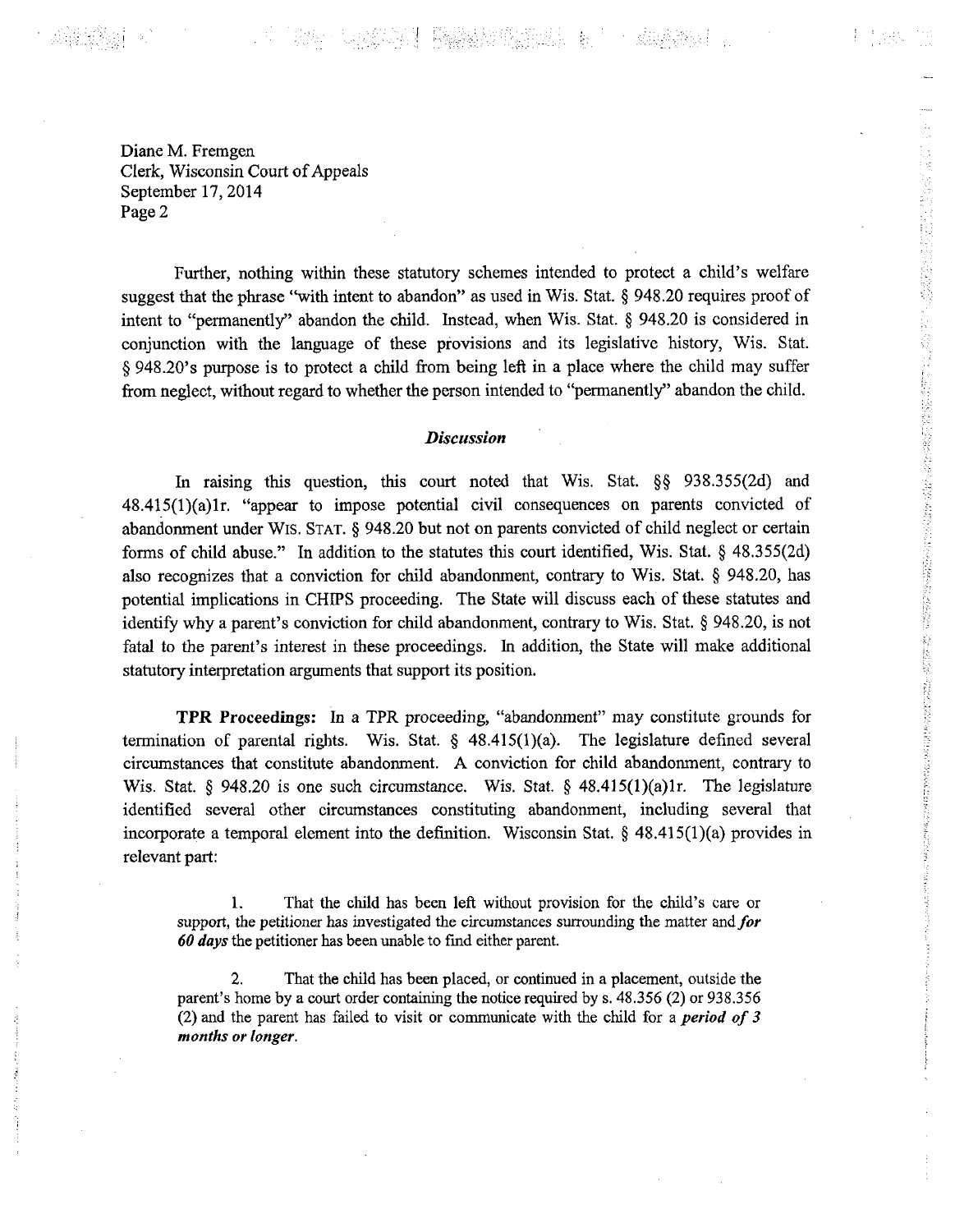Diane M. Fremgen
Clerk, Wisconsin Court of Appeals
September 17, 2014
Page 2

Further, nothing within these statutory schemes intended to protect a child's welfare suggest that the phrase "with intent to abandon" as used in Wis. Stat. § 948.20 requires proof of intent to "permanently" abandon the child. Instead, when Wis. Stat. § 948.20 is considered in conjunction with the language of these provisions and its legislative history, Wis. Stat. § 948.20's purpose is to protect a child from being left in a place where the child may suffer from neglect, without regard to whether the person intended to "permanently" abandon the child.

### *Discussion*

In raising this question, this court noted that Wis. Stat. §§ 938.355(2d) and 48.415(1)(a)1r. "appear to impose potential civil consequences on parents convicted of abandonment under WIS. STAT. § 948.20 but not on parents convicted of child neglect or certain forms of child abuse." In addition to the statutes this court identified, Wis. Stat. § 48.355(2d) also recognizes that a conviction for child abandonment, contrary to Wis. Stat. § 948.20, has potential implications in CHIPS proceeding. The State will discuss each of these statutes and identify why a parent's conviction for child abandonment, contrary to Wis. Stat. § 948.20, is not fatal to the parent's interest in these proceedings. In addition, the State will make additional statutory interpretation arguments that support its position.

**TPR Proceedings:** In a TPR proceeding, "abandonment" may constitute grounds for termination of parental rights. Wis. Stat. § 48.415(1)(a). The legislature defined several circumstances that constitute abandonment. A conviction for child abandonment, contrary to Wis. Stat. § 948.20 is one such circumstance. Wis. Stat. § 48.415(1)(a)1r. The legislature identified several other circumstances constituting abandonment, including several that incorporate a temporal element into the definition. Wisconsin Stat. § 48.415(1)(a) provides in relevant part:

> 1. That the child has been left without provision for the child's care or support, the petitioner has investigated the circumstances surrounding the matter and ***for 60 days*** the petitioner has been unable to find either parent.
>
> 2. That the child has been placed, or continued in a placement, outside the parent's home by a court order containing the notice required by s. 48.356 (2) or 938.356 (2) and the parent has failed to visit or communicate with the child for a ***period of 3 months or longer***.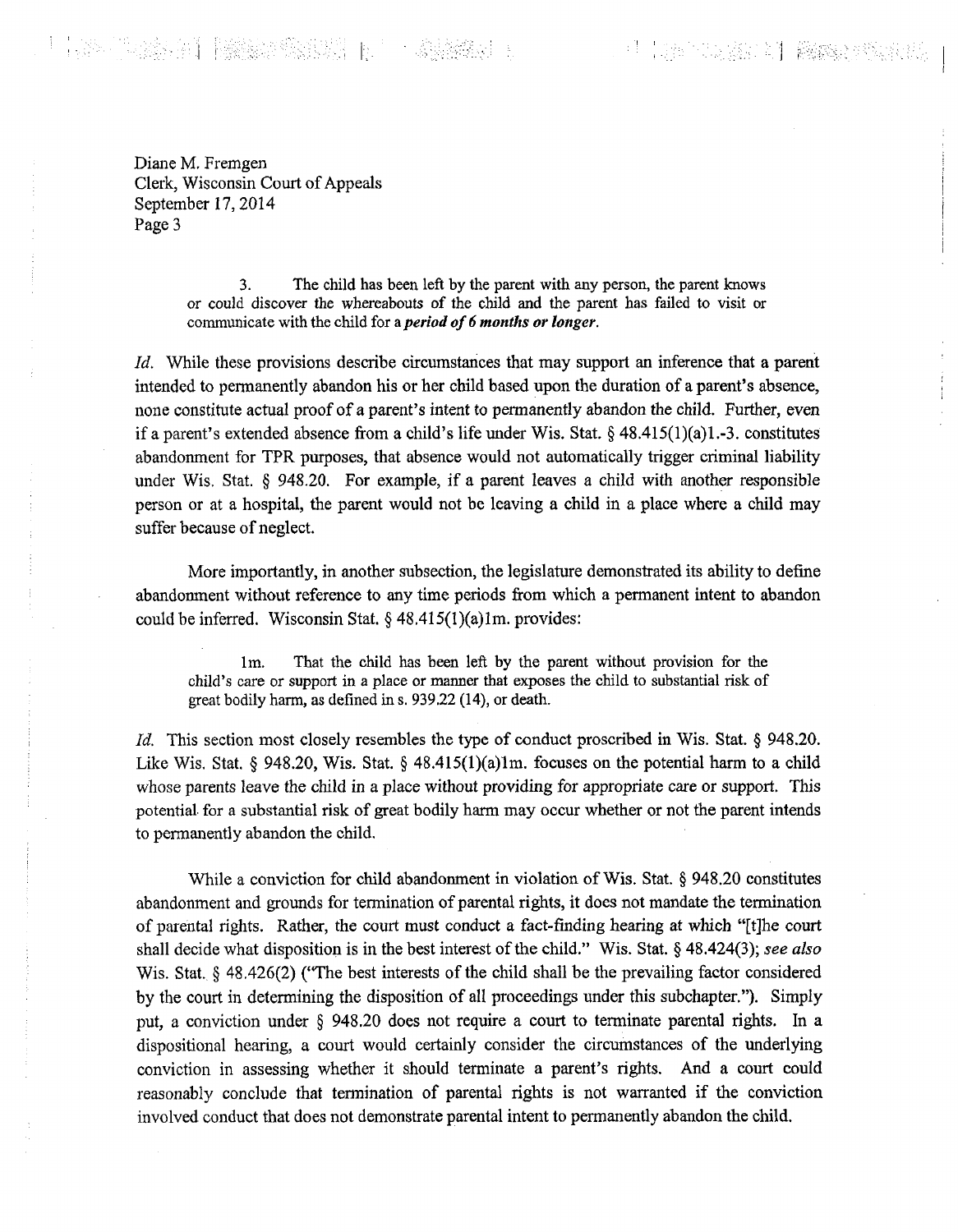Diane M. Fremgen
Clerk, Wisconsin Court of Appeals
September 17, 2014
Page 3

> 3. The child has been left by the parent with any person, the parent knows or could discover the whereabouts of the child and the parent has failed to visit or communicate with the child for a ***period of 6 months or longer***.

*Id.* While these provisions describe circumstances that may support an inference that a parent intended to permanently abandon his or her child based upon the duration of a parent's absence, none constitute actual proof of a parent's intent to permanently abandon the child. Further, even if a parent's extended absence from a child's life under Wis. Stat. § 48.415(1)(a)1.-3. constitutes abandonment for TPR purposes, that absence would not automatically trigger criminal liability under Wis. Stat. § 948.20. For example, if a parent leaves a child with another responsible person or at a hospital, the parent would not be leaving a child in a place where a child may suffer because of neglect.

More importantly, in another subsection, the legislature demonstrated its ability to define abandonment without reference to any time periods from which a permanent intent to abandon could be inferred. Wisconsin Stat. § 48.415(1)(a)1m. provides:

> 1m. That the child has been left by the parent without provision for the child's care or support in a place or manner that exposes the child to substantial risk of great bodily harm, as defined in s. 939.22 (14), or death.

*Id.* This section most closely resembles the type of conduct proscribed in Wis. Stat. § 948.20. Like Wis. Stat. § 948.20, Wis. Stat. § 48.415(1)(a)1m. focuses on the potential harm to a child whose parents leave the child in a place without providing for appropriate care or support. This potential for a substantial risk of great bodily harm may occur whether or not the parent intends to permanently abandon the child.

While a conviction for child abandonment in violation of Wis. Stat. § 948.20 constitutes abandonment and grounds for termination of parental rights, it does not mandate the termination of parental rights. Rather, the court must conduct a fact-finding hearing at which "[t]he court shall decide what disposition is in the best interest of the child." Wis. Stat. § 48.424(3); *see also* Wis. Stat. § 48.426(2) ("The best interests of the child shall be the prevailing factor considered by the court in determining the disposition of all proceedings under this subchapter."). Simply put, a conviction under § 948.20 does not require a court to terminate parental rights. In a dispositional hearing, a court would certainly consider the circumstances of the underlying conviction in assessing whether it should terminate a parent's rights. And a court could reasonably conclude that termination of parental rights is not warranted if the conviction involved conduct that does not demonstrate parental intent to permanently abandon the child.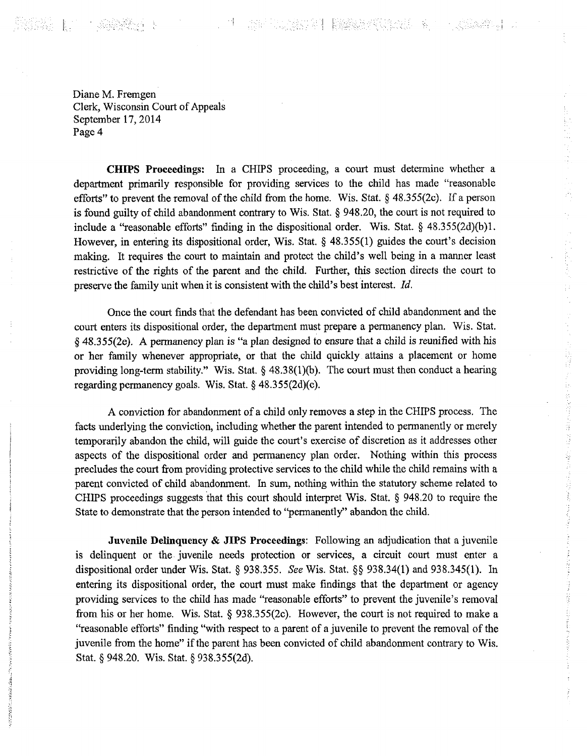Diane M. Fremgen
Clerk, Wisconsin Court of Appeals
September 17, 2014
Page 4

**CHIPS Proceedings:** In a CHIPS proceeding, a court must determine whether a department primarily responsible for providing services to the child has made "reasonable efforts" to prevent the removal of the child from the home. Wis. Stat. § 48.355(2c). If a person is found guilty of child abandonment contrary to Wis. Stat. § 948.20, the court is not required to include a "reasonable efforts" finding in the dispositional order. Wis. Stat. § 48.355(2d)(b)1. However, in entering its dispositional order, Wis. Stat. § 48.355(1) guides the court's decision making. It requires the court to maintain and protect the child's well being in a manner least restrictive of the rights of the parent and the child. Further, this section directs the court to preserve the family unit when it is consistent with the child's best interest. *Id.*

Once the court finds that the defendant has been convicted of child abandonment and the court enters its dispositional order, the department must prepare a permanency plan. Wis. Stat. § 48.355(2e). A permanency plan is "a plan designed to ensure that a child is reunified with his or her family whenever appropriate, or that the child quickly attains a placement or home providing long-term stability." Wis. Stat. § 48.38(1)(b). The court must then conduct a hearing regarding permanency goals. Wis. Stat. § 48.355(2d)(c).

A conviction for abandonment of a child only removes a step in the CHIPS process. The facts underlying the conviction, including whether the parent intended to permanently or merely temporarily abandon the child, will guide the court's exercise of discretion as it addresses other aspects of the dispositional order and permanency plan order. Nothing within this process precludes the court from providing protective services to the child while the child remains with a parent convicted of child abandonment. In sum, nothing within the statutory scheme related to CHIPS proceedings suggests that this court should interpret Wis. Stat. § 948.20 to require the State to demonstrate that the person intended to "permanently" abandon the child.

**Juvenile Delinquency & JIPS Proceedings**: Following an adjudication that a juvenile is delinquent or the juvenile needs protection or services, a circuit court must enter a dispositional order under Wis. Stat. § 938.355. *See* Wis. Stat. §§ 938.34(1) and 938.345(1). In entering its dispositional order, the court must make findings that the department or agency providing services to the child has made "reasonable efforts" to prevent the juvenile's removal from his or her home. Wis. Stat. § 938.355(2c). However, the court is not required to make a "reasonable efforts" finding "with respect to a parent of a juvenile to prevent the removal of the juvenile from the home" if the parent has been convicted of child abandonment contrary to Wis. Stat. § 948.20. Wis. Stat. § 938.355(2d).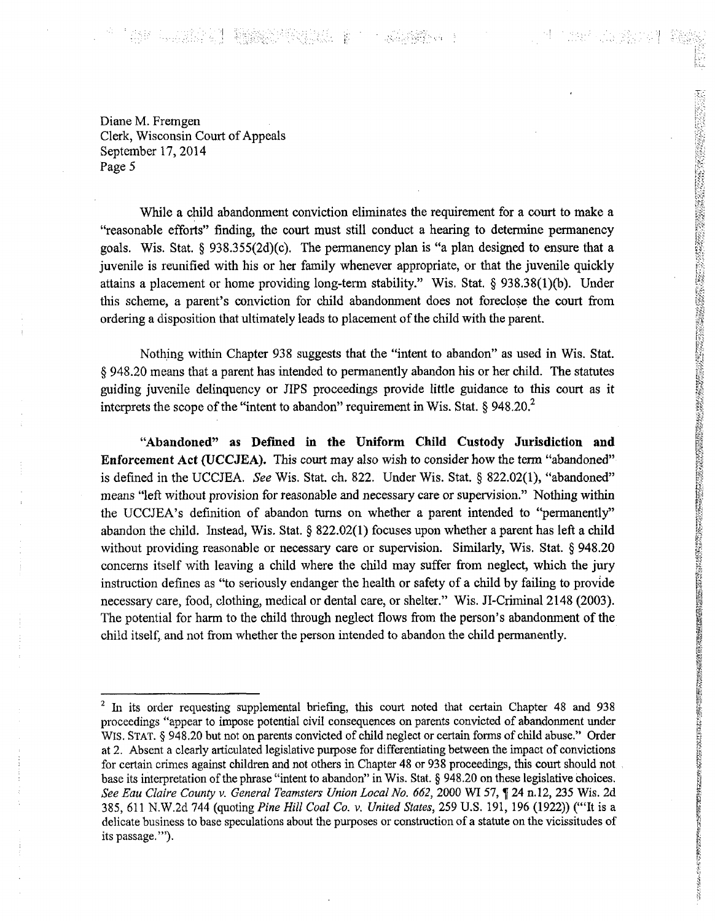Diane M. Fremgen
Clerk, Wisconsin Court of Appeals
September 17, 2014
Page 5

While a child abandonment conviction eliminates the requirement for a court to make a "reasonable efforts" finding, the court must still conduct a hearing to determine permanency goals. Wis. Stat. § 938.355(2d)(c). The permanency plan is "a plan designed to ensure that a juvenile is reunified with his or her family whenever appropriate, or that the juvenile quickly attains a placement or home providing long-term stability." Wis. Stat. § 938.38(1)(b). Under this scheme, a parent's conviction for child abandonment does not foreclose the court from ordering a disposition that ultimately leads to placement of the child with the parent.

Nothing within Chapter 938 suggests that the "intent to abandon" as used in Wis. Stat. § 948.20 means that a parent has intended to permanently abandon his or her child. The statutes guiding juvenile delinquency or JIPS proceedings provide little guidance to this court as it interprets the scope of the "intent to abandon" requirement in Wis. Stat. § 948.20.[2]

**"Abandoned" as Defined in the Uniform Child Custody Jurisdiction and Enforcement Act (UCCJEA).** This court may also wish to consider how the term "abandoned" is defined in the UCCJEA. *See* Wis. Stat. ch. 822. Under Wis. Stat. § 822.02(1), "abandoned" means "left without provision for reasonable and necessary care or supervision." Nothing within the UCCJEA's definition of abandon turns on whether a parent intended to "permanently" abandon the child. Instead, Wis. Stat. § 822.02(1) focuses upon whether a parent has left a child without providing reasonable or necessary care or supervision. Similarly, Wis. Stat. § 948.20 concerns itself with leaving a child where the child may suffer from neglect, which the jury instruction defines as "to seriously endanger the health or safety of a child by failing to provide necessary care, food, clothing, medical or dental care, or shelter." Wis. JI-Criminal 2148 (2003). The potential for harm to the child through neglect flows from the person's abandonment of the child itself, and not from whether the person intended to abandon the child permanently.

---

[2] In its order requesting supplemental briefing, this court noted that certain Chapter 48 and 938 proceedings "appear to impose potential civil consequences on parents convicted of abandonment under WIS. STAT. § 948.20 but not on parents convicted of child neglect or certain forms of child abuse." Order at 2. Absent a clearly articulated legislative purpose for differentiating between the impact of convictions for certain crimes against children and not others in Chapter 48 or 938 proceedings, this court should not base its interpretation of the phrase "intent to abandon" in Wis. Stat. § 948.20 on these legislative choices. *See Eau Claire County v. General Teamsters Union Local No. 662*, 2000 WI 57, ¶ 24 n.12, 235 Wis. 2d 385, 611 N.W.2d 744 (quoting *Pine Hill Coal Co. v. United States*, 259 U.S. 191, 196 (1922)) ("'It is a delicate business to base speculations about the purposes or construction of a statute on the vicissitudes of its passage.'").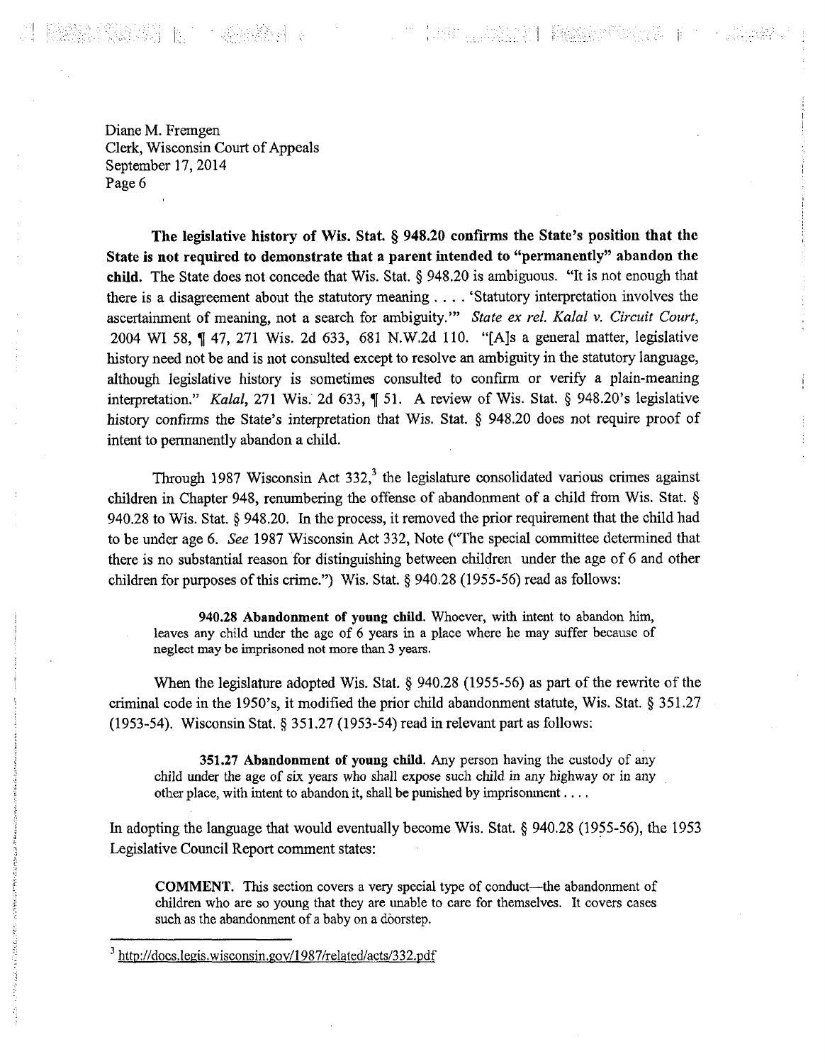Diane M. Fremgen
Clerk, Wisconsin Court of Appeals
September 17, 2014
Page 6

**The legislative history of Wis. Stat. § 948.20 confirms the State's position that the State is not required to demonstrate that a parent intended to "permanently" abandon the child.** The State does not concede that Wis. Stat. § 948.20 is ambiguous. "It is not enough that there is a disagreement about the statutory meaning . . . . 'Statutory interpretation involves the ascertainment of meaning, not a search for ambiguity.'" *State ex rel. Kalal v. Circuit Court*, 2004 WI 58, ¶ 47, 271 Wis. 2d 633, 681 N.W.2d 110. "[A]s a general matter, legislative history need not be and is not consulted except to resolve an ambiguity in the statutory language, although legislative history is sometimes consulted to confirm or verify a plain-meaning interpretation." *Kalal*, 271 Wis. 2d 633, ¶ 51. A review of Wis. Stat. § 948.20's legislative history confirms the State's interpretation that Wis. Stat. § 948.20 does not require proof of intent to permanently abandon a child.

Through 1987 Wisconsin Act 332,[3] the legislature consolidated various crimes against children in Chapter 948, renumbering the offense of abandonment of a child from Wis. Stat. § 940.28 to Wis. Stat. § 948.20. In the process, it removed the prior requirement that the child had to be under age 6. *See* 1987 Wisconsin Act 332, Note ("The special committee determined that there is no substantial reason for distinguishing between children under the age of 6 and other children for purposes of this crime.") Wis. Stat. § 940.28 (1955-56) read as follows:

> **940.28 Abandonment of young child.** Whoever, with intent to abandon him, leaves any child under the age of 6 years in a place where he may suffer because of neglect may be imprisoned not more than 3 years.

When the legislature adopted Wis. Stat. § 940.28 (1955-56) as part of the rewrite of the criminal code in the 1950's, it modified the prior child abandonment statute, Wis. Stat. § 351.27 (1953-54). Wisconsin Stat. § 351.27 (1953-54) read in relevant part as follows:

> **351.27 Abandonment of young child.** Any person having the custody of any child under the age of six years who shall expose such child in any highway or in any other place, with intent to abandon it, shall be punished by imprisonment . . . .

In adopting the language that would eventually become Wis. Stat. § 940.28 (1955-56), the 1953 Legislative Council Report comment states:

> **COMMENT.** This section covers a very special type of conduct—the abandonment of children who are so young that they are unable to care for themselves. It covers cases such as the abandonment of a baby on a doorstep.

---

[3] http://docs.legis.wisconsin.gov/1987/related/acts/332.pdf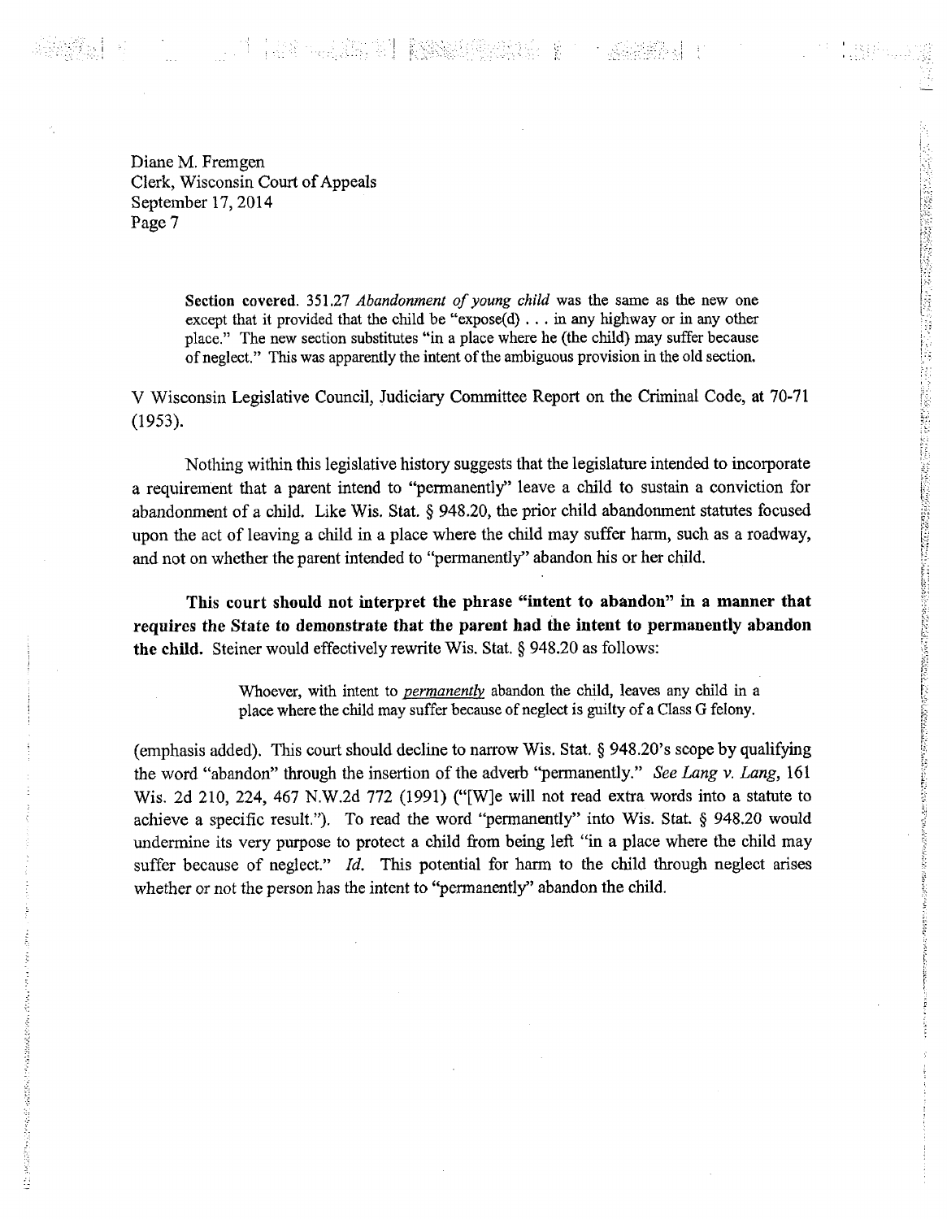> **Section covered.** 351.27 *Abandonment of young child* was the same as the new one except that it provided that the child be "expose(d) . . . in any highway or in any other place." The new section substitutes "in a place where he (the child) may suffer because of neglect." This was apparently the intent of the ambiguous provision in the old section.

V Wisconsin Legislative Council, Judiciary Committee Report on the Criminal Code, at 70-71 (1953).

Nothing within this legislative history suggests that the legislature intended to incorporate a requirement that a parent intend to "permanently" leave a child to sustain a conviction for abandonment of a child. Like Wis. Stat. § 948.20, the prior child abandonment statutes focused upon the act of leaving a child in a place where the child may suffer harm, such as a roadway, and not on whether the parent intended to "permanently" abandon his or her child.

**This court should not interpret the phrase "intent to abandon" in a manner that requires the State to demonstrate that the parent had the intent to permanently abandon the child.** Steiner would effectively rewrite Wis. Stat. § 948.20 as follows:

> Whoever, with intent to ***permanently*** abandon the child, leaves any child in a place where the child may suffer because of neglect is guilty of a Class G felony.

(emphasis added). This court should decline to narrow Wis. Stat. § 948.20's scope by qualifying the word "abandon" through the insertion of the adverb "permanently." *See Lang v. Lang*, 161 Wis. 2d 210, 224, 467 N.W.2d 772 (1991) ("[W]e will not read extra words into a statute to achieve a specific result."). To read the word "permanently" into Wis. Stat. § 948.20 would undermine its very purpose to protect a child from being left "in a place where the child may suffer because of neglect." *Id.* This potential for harm to the child through neglect arises whether or not the person has the intent to "permanently" abandon the child.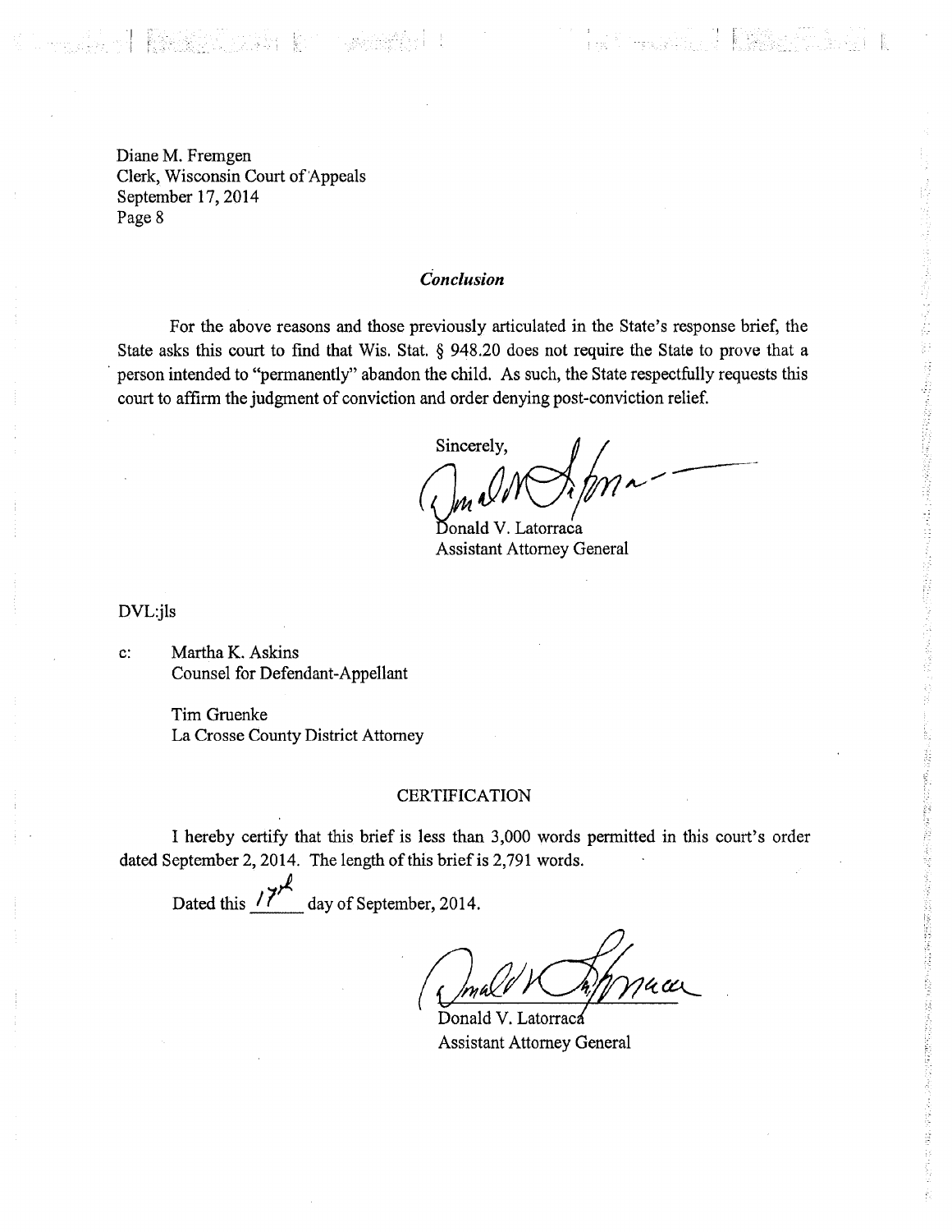Diane M. Fremgen
Clerk, Wisconsin Court of Appeals
September 17, 2014
Page 8

## *Conclusion*

For the above reasons and those previously articulated in the State's response brief, the State asks this court to find that Wis. Stat. § 948.20 does not require the State to prove that a person intended to "permanently" abandon the child. As such, the State respectfully requests this court to affirm the judgment of conviction and order denying post-conviction relief.

Sincerely,

Donald V. Latorraca
Assistant Attorney General

DVL:jls

c: Martha K. Askins
Counsel for Defendant-Appellant

Tim Gruenke
La Crosse County District Attorney

### CERTIFICATION

I hereby certify that this brief is less than 3,000 words permitted in this court's order dated September 2, 2014. The length of this brief is 2,791 words.

Dated this 17th day of September, 2014.

Donald V. Latorraca
Assistant Attorney General